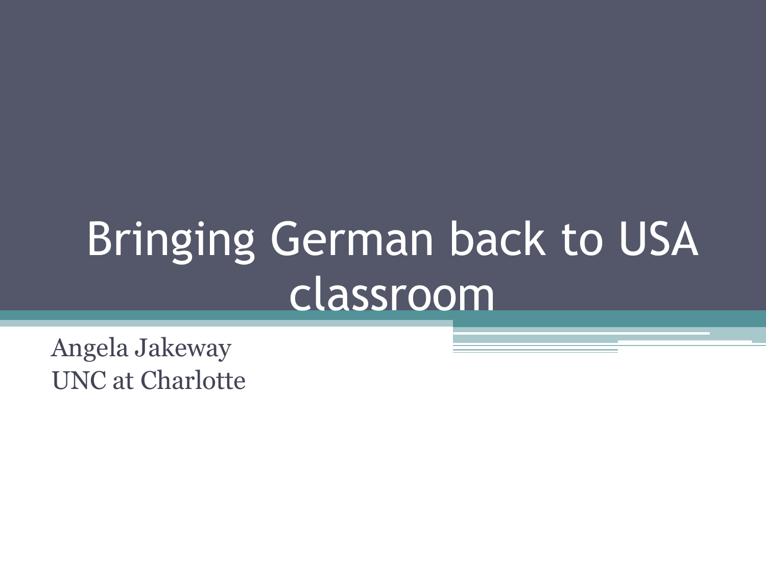# Bringing German back to USA classroom

Angela Jakeway
UNC at Charlotte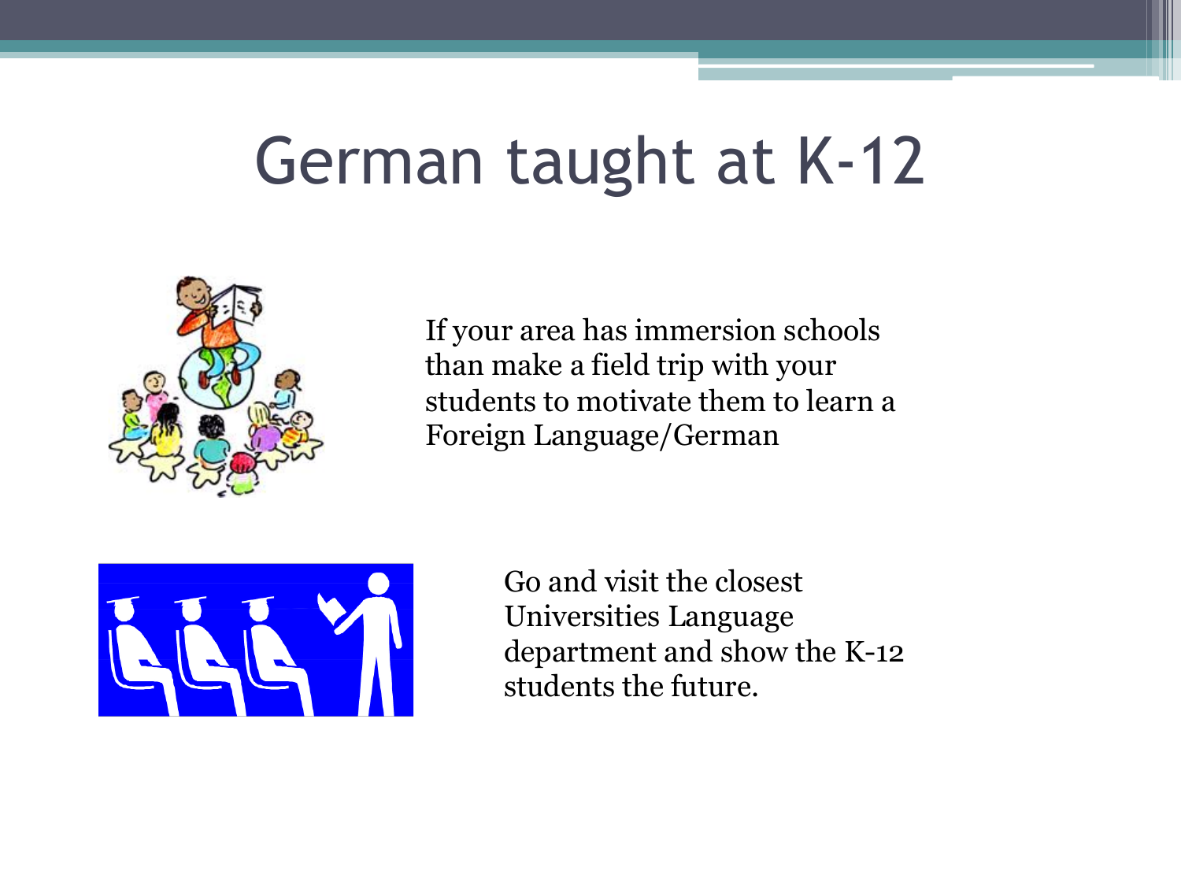# German taught at K-12

If your area has immersion schools than make a field trip with your students to motivate them to learn a Foreign Language/German

Go and visit the closest Universities Language department and show the K-12 students the future.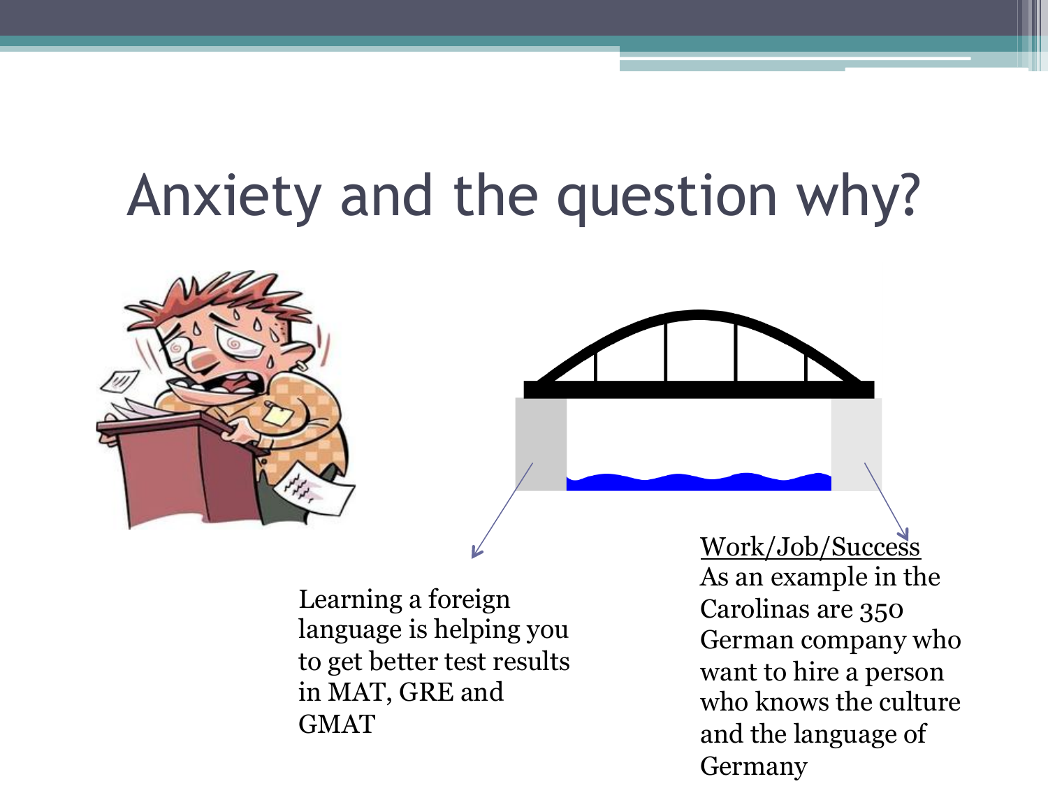# Anxiety and the question why?

Learning a foreign language is helping you to get better test results in MAT, GRE and GMAT

<u>Work/Job/Success</u>

As an example in the Carolinas are 350 German company who want to hire a person who knows the culture and the language of Germany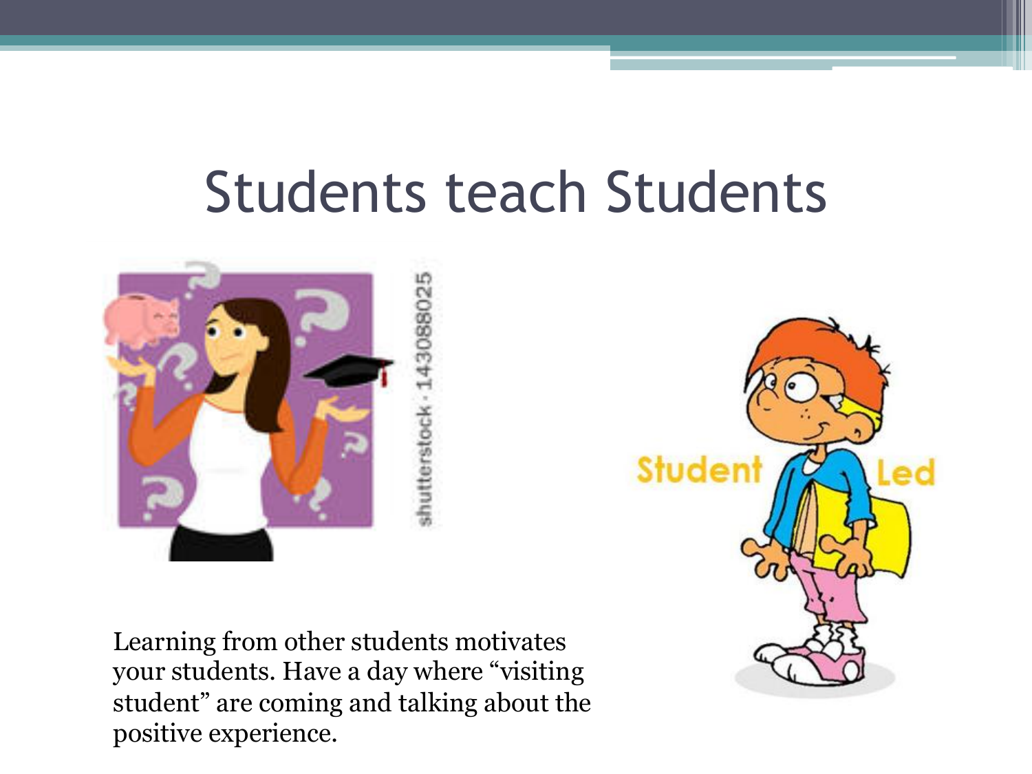# Students teach Students

Learning from other students motivates your students. Have a day where "visiting student" are coming and talking about the positive experience.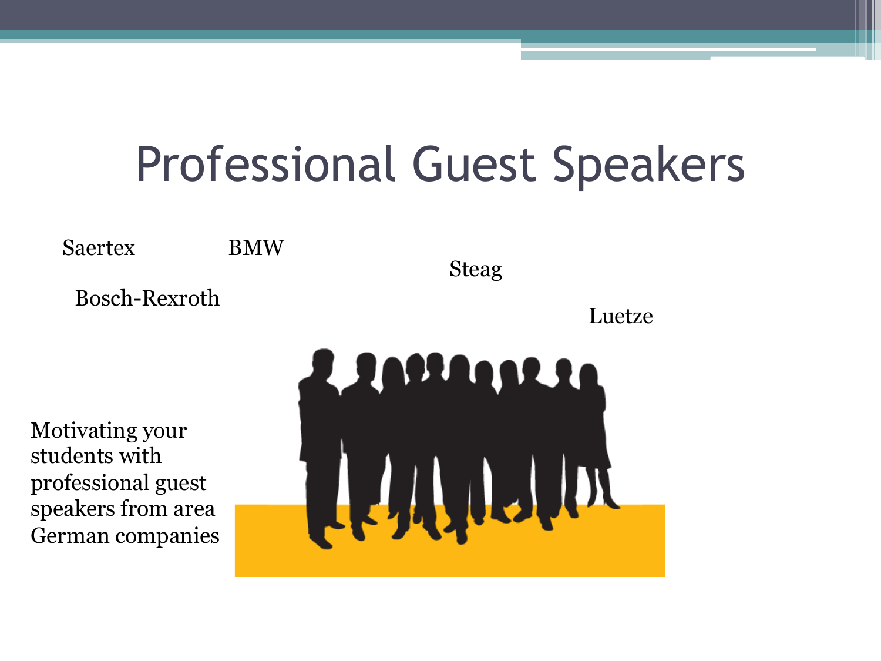# Professional Guest Speakers

Saertex

BMW

Steag

Bosch-Rexroth

Luetze

Motivating your students with professional guest speakers from area German companies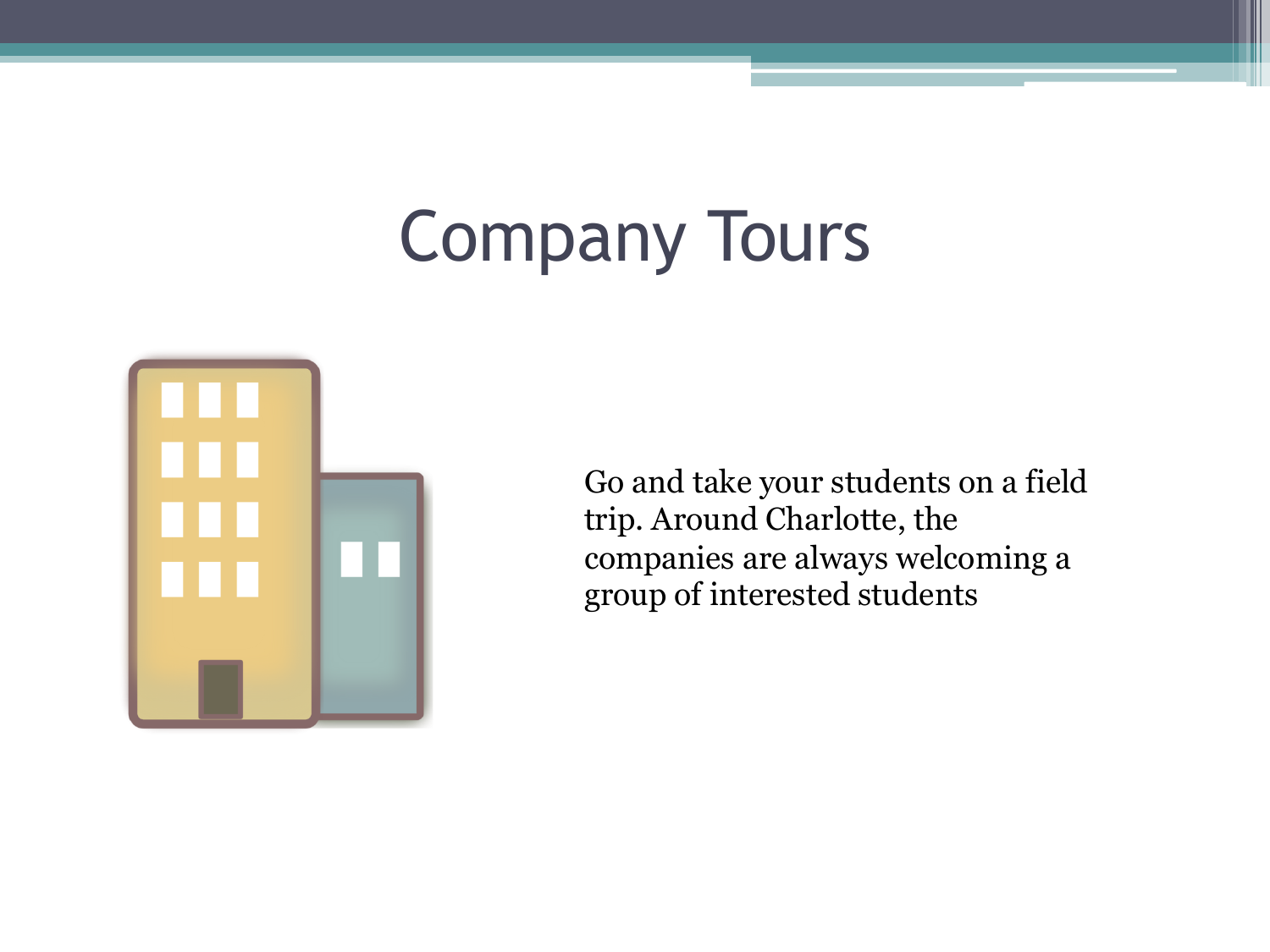# Company Tours

Go and take your students on a field trip. Around Charlotte, the companies are always welcoming a group of interested students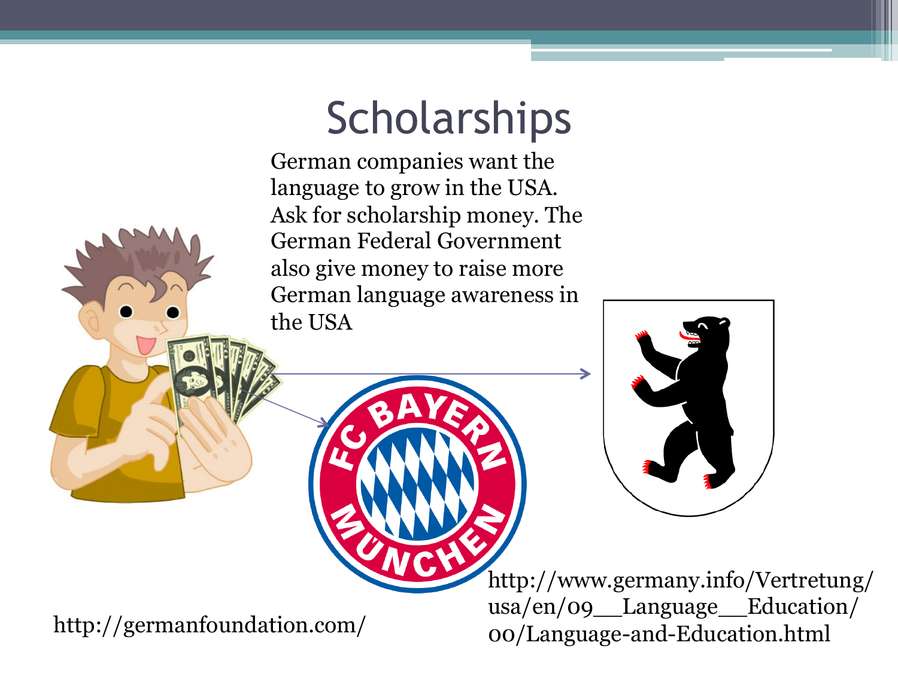# Scholarships

German companies want the language to grow in the USA. Ask for scholarship money. The German Federal Government also give money to raise more German language awareness in the USA

http://germanfoundation.com/

http://www.germany.info/Vertretung/usa/en/09__Language__Education/00/Language-and-Education.html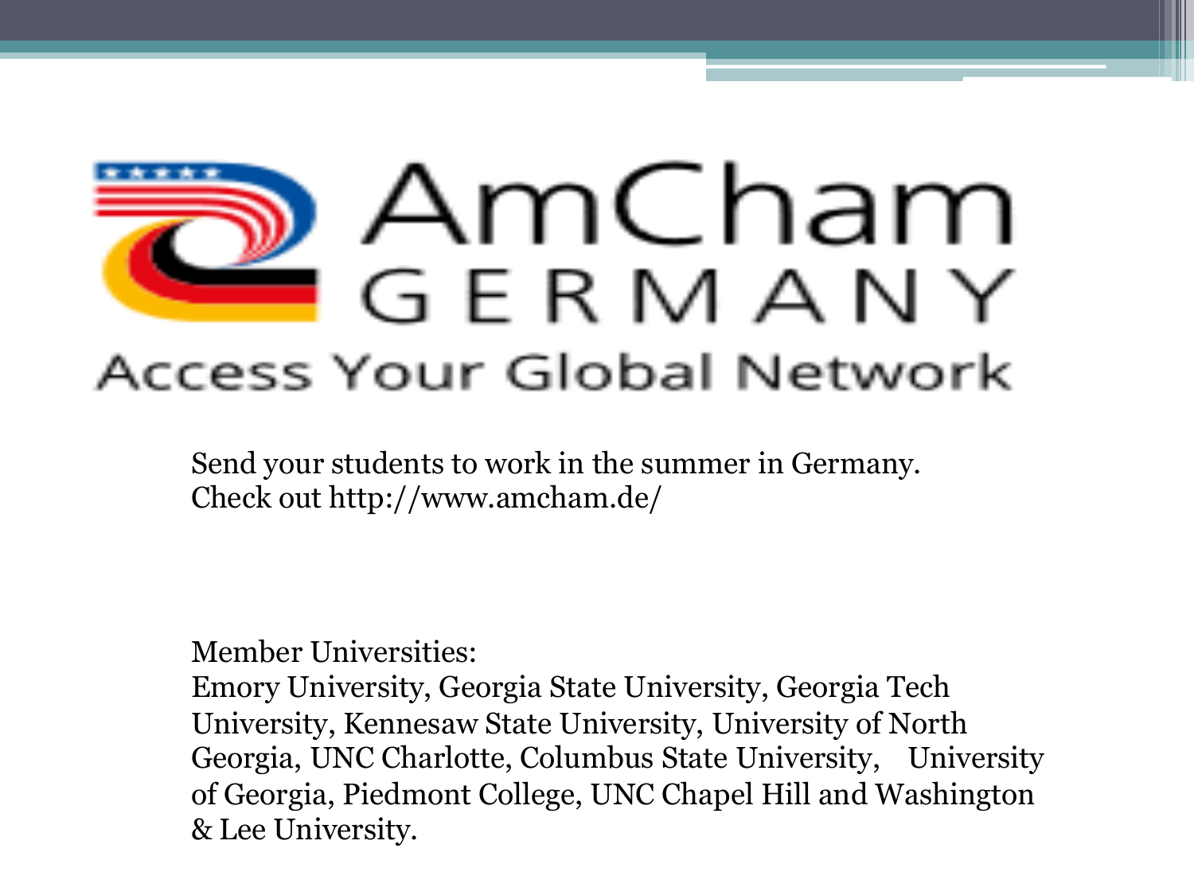AmCham GERMANY

Access Your Global Network

Send your students to work in the summer in Germany.
Check out http://www.amcham.de/

Member Universities:
Emory University, Georgia State University, Georgia Tech University, Kennesaw State University, University of North Georgia, UNC Charlotte, Columbus State University, University of Georgia, Piedmont College, UNC Chapel Hill and Washington & Lee University.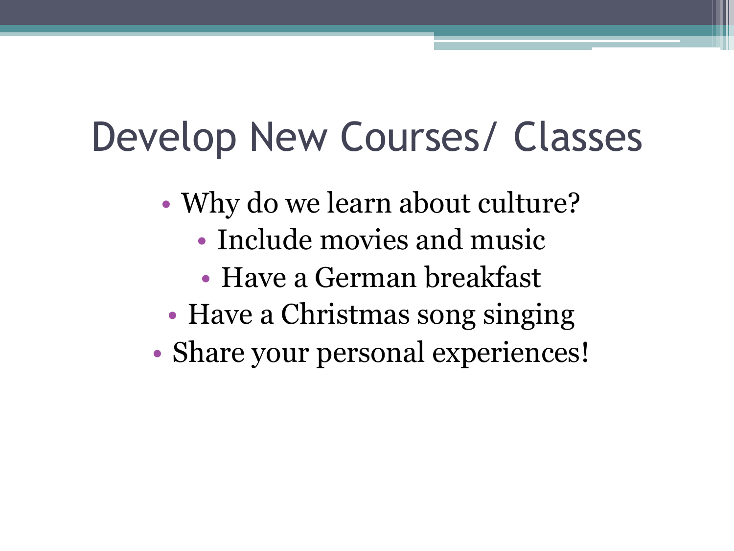# Develop New Courses/ Classes

- Why do we learn about culture?
  - Include movies and music
  - Have a German breakfast
- Have a Christmas song singing
- Share your personal experiences!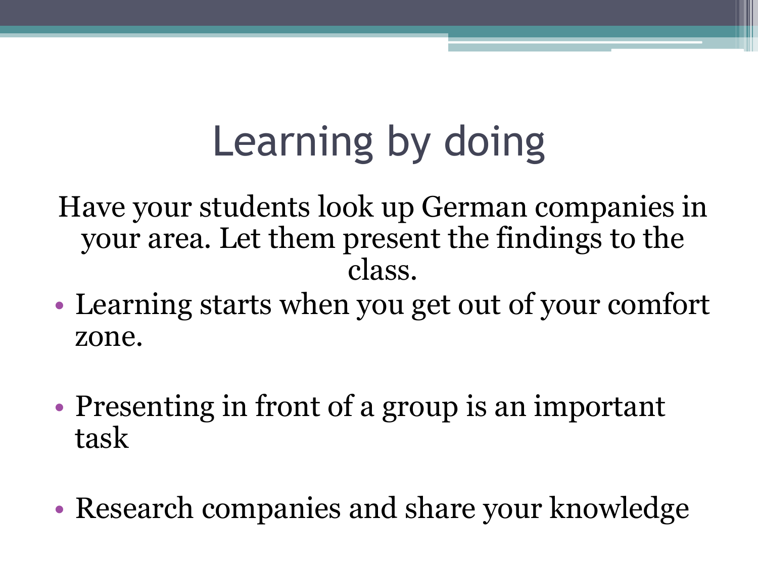# Learning by doing

Have your students look up German companies in your area. Let them present the findings to the class.

- Learning starts when you get out of your comfort zone.
- Presenting in front of a group is an important task
- Research companies and share your knowledge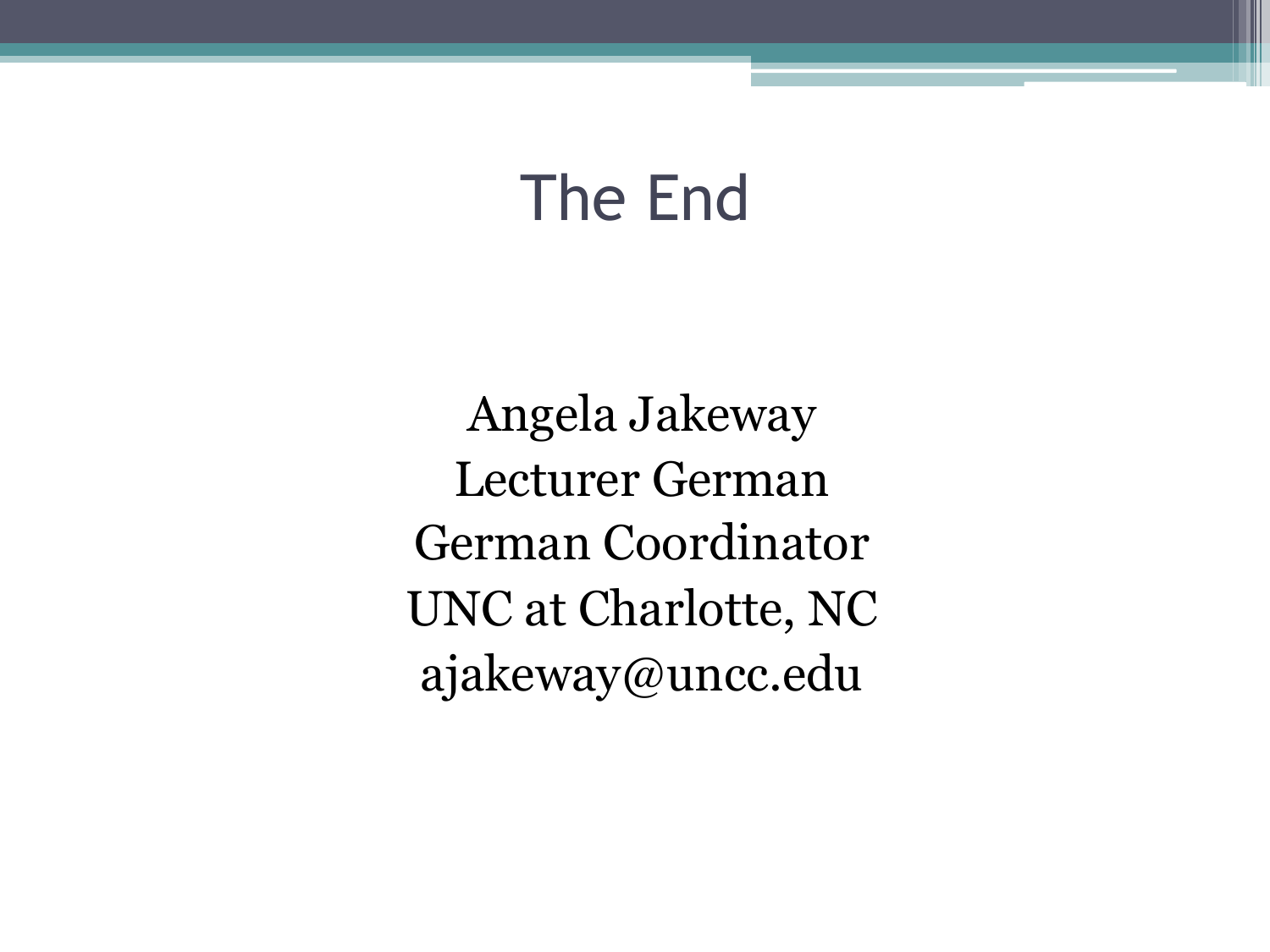# The End

Angela Jakeway
Lecturer German
German Coordinator
UNC at Charlotte, NC
ajakeway@uncc.edu